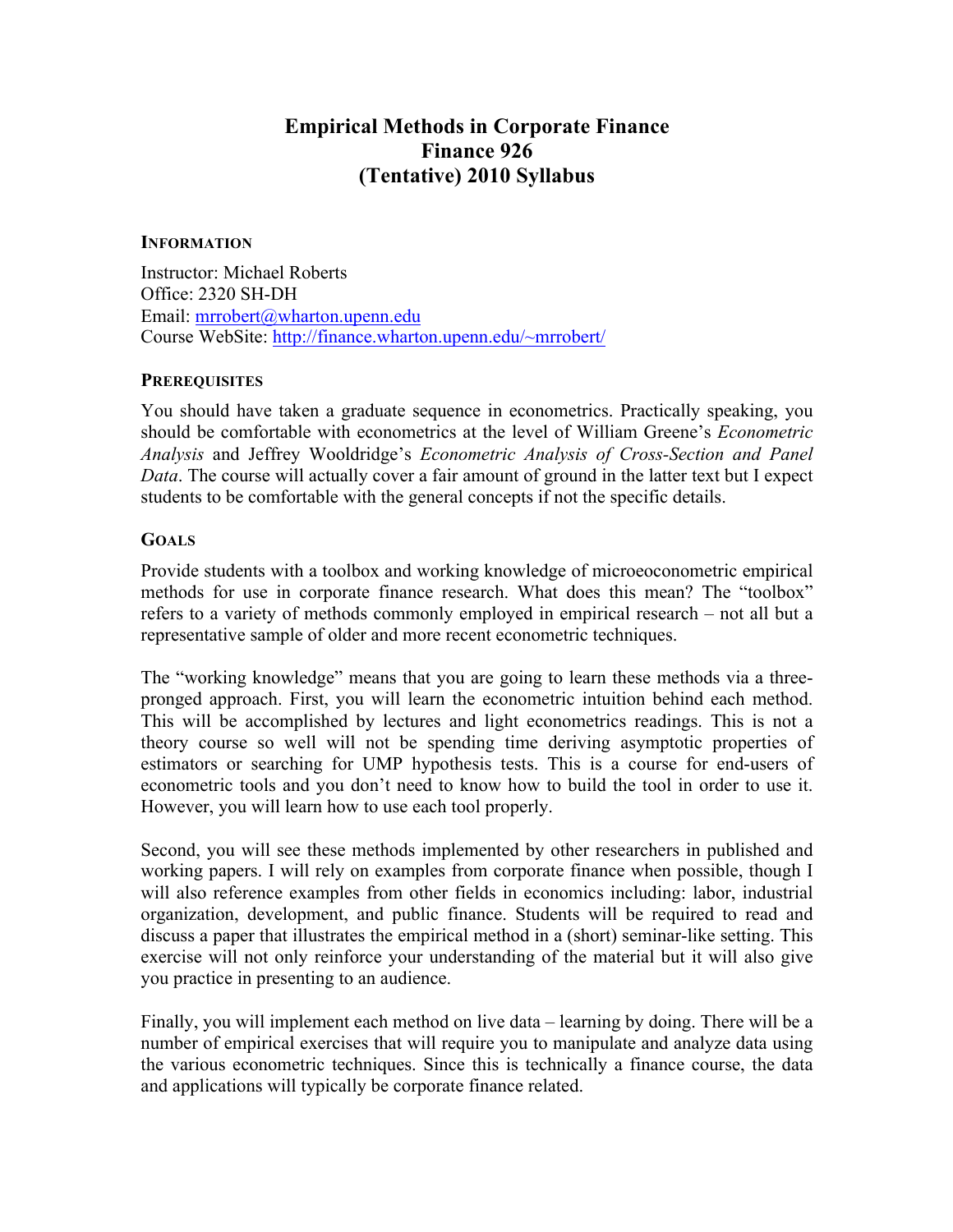# Empirical Methods in Corporate Finance
# Finance 926
# (Tentative) 2010 Syllabus

## INFORMATION

Instructor: Michael Roberts
Office: 2320 SH-DH
Email: mrrobert@wharton.upenn.edu
Course WebSite: http://finance.wharton.upenn.edu/~mrrobert/

## PREREQUISITES

You should have taken a graduate sequence in econometrics. Practically speaking, you should be comfortable with econometrics at the level of William Greene's *Econometric Analysis* and Jeffrey Wooldridge's *Econometric Analysis of Cross-Section and Panel Data*. The course will actually cover a fair amount of ground in the latter text but I expect students to be comfortable with the general concepts if not the specific details.

## GOALS

Provide students with a toolbox and working knowledge of microeoconometric empirical methods for use in corporate finance research. What does this mean? The "toolbox" refers to a variety of methods commonly employed in empirical research – not all but a representative sample of older and more recent econometric techniques.

The "working knowledge" means that you are going to learn these methods via a three-pronged approach. First, you will learn the econometric intuition behind each method. This will be accomplished by lectures and light econometrics readings. This is not a theory course so well will not be spending time deriving asymptotic properties of estimators or searching for UMP hypothesis tests. This is a course for end-users of econometric tools and you don't need to know how to build the tool in order to use it. However, you will learn how to use each tool properly.

Second, you will see these methods implemented by other researchers in published and working papers. I will rely on examples from corporate finance when possible, though I will also reference examples from other fields in economics including: labor, industrial organization, development, and public finance. Students will be required to read and discuss a paper that illustrates the empirical method in a (short) seminar-like setting. This exercise will not only reinforce your understanding of the material but it will also give you practice in presenting to an audience.

Finally, you will implement each method on live data – learning by doing. There will be a number of empirical exercises that will require you to manipulate and analyze data using the various econometric techniques. Since this is technically a finance course, the data and applications will typically be corporate finance related.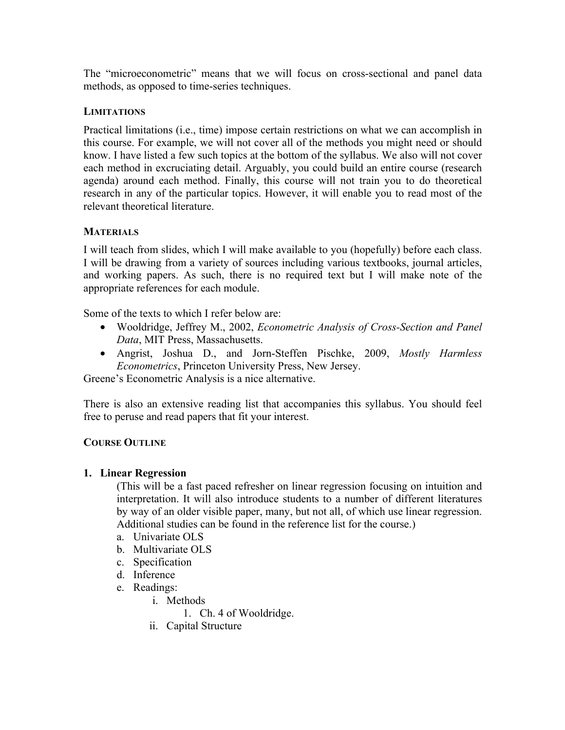The "microeconometric" means that we will focus on cross-sectional and panel data methods, as opposed to time-series techniques.

## LIMITATIONS

Practical limitations (i.e., time) impose certain restrictions on what we can accomplish in this course. For example, we will not cover all of the methods you might need or should know. I have listed a few such topics at the bottom of the syllabus. We also will not cover each method in excruciating detail. Arguably, you could build an entire course (research agenda) around each method. Finally, this course will not train you to do theoretical research in any of the particular topics. However, it will enable you to read most of the relevant theoretical literature.

## MATERIALS

I will teach from slides, which I will make available to you (hopefully) before each class. I will be drawing from a variety of sources including various textbooks, journal articles, and working papers. As such, there is no required text but I will make note of the appropriate references for each module.

Some of the texts to which I refer below are:

- Wooldridge, Jeffrey M., 2002, *Econometric Analysis of Cross-Section and Panel Data*, MIT Press, Massachusetts.
- Angrist, Joshua D., and Jorn-Steffen Pischke, 2009, *Mostly Harmless Econometrics*, Princeton University Press, New Jersey.

Greene's Econometric Analysis is a nice alternative.

There is also an extensive reading list that accompanies this syllabus. You should feel free to peruse and read papers that fit your interest.

## COURSE OUTLINE

1. **Linear Regression**
   
   (This will be a fast paced refresher on linear regression focusing on intuition and interpretation. It will also introduce students to a number of different literatures by way of an older visible paper, many, but not all, of which use linear regression. Additional studies can be found in the reference list for the course.)
   
   a. Univariate OLS
   
   b. Multivariate OLS
   
   c. Specification
   
   d. Inference
   
   e. Readings:
   
      i. Methods
      
         1. Ch. 4 of Wooldridge.
      
      ii. Capital Structure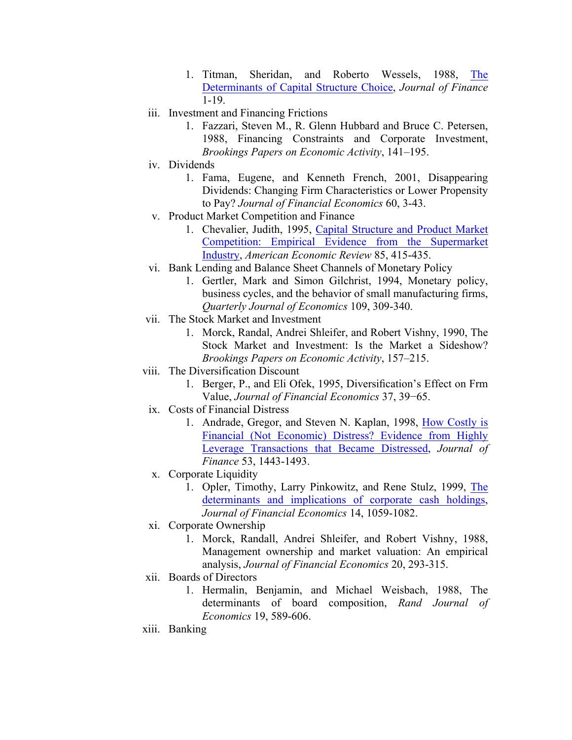1. Titman, Sheridan, and Roberto Wessels, 1988, The Determinants of Capital Structure Choice, *Journal of Finance* 1-19.

iii. Investment and Financing Frictions

1. Fazzari, Steven M., R. Glenn Hubbard and Bruce C. Petersen, 1988, Financing Constraints and Corporate Investment, *Brookings Papers on Economic Activity*, 141–195.

iv. Dividends

1. Fama, Eugene, and Kenneth French, 2001, Disappearing Dividends: Changing Firm Characteristics or Lower Propensity to Pay? *Journal of Financial Economics* 60, 3-43.

v. Product Market Competition and Finance

1. Chevalier, Judith, 1995, Capital Structure and Product Market Competition: Empirical Evidence from the Supermarket Industry, *American Economic Review* 85, 415-435.

vi. Bank Lending and Balance Sheet Channels of Monetary Policy

1. Gertler, Mark and Simon Gilchrist, 1994, Monetary policy, business cycles, and the behavior of small manufacturing firms, *Quarterly Journal of Economics* 109, 309-340.

vii. The Stock Market and Investment

1. Morck, Randal, Andrei Shleifer, and Robert Vishny, 1990, The Stock Market and Investment: Is the Market a Sideshow? *Brookings Papers on Economic Activity*, 157–215.

viii. The Diversification Discount

1. Berger, P., and Eli Ofek, 1995, Diversification's Effect on Frm Value, *Journal of Financial Economics* 37, 39−65.

ix. Costs of Financial Distress

1. Andrade, Gregor, and Steven N. Kaplan, 1998, How Costly is Financial (Not Economic) Distress? Evidence from Highly Leverage Transactions that Became Distressed, *Journal of Finance* 53, 1443-1493.

x. Corporate Liquidity

1. Opler, Timothy, Larry Pinkowitz, and Rene Stulz, 1999, The determinants and implications of corporate cash holdings, *Journal of Financial Economics* 14, 1059-1082.

xi. Corporate Ownership

1. Morck, Randall, Andrei Shleifer, and Robert Vishny, 1988, Management ownership and market valuation: An empirical analysis, *Journal of Financial Economics* 20, 293-315.

xii. Boards of Directors

1. Hermalin, Benjamin, and Michael Weisbach, 1988, The determinants of board composition, *Rand Journal of Economics* 19, 589-606.

xiii. Banking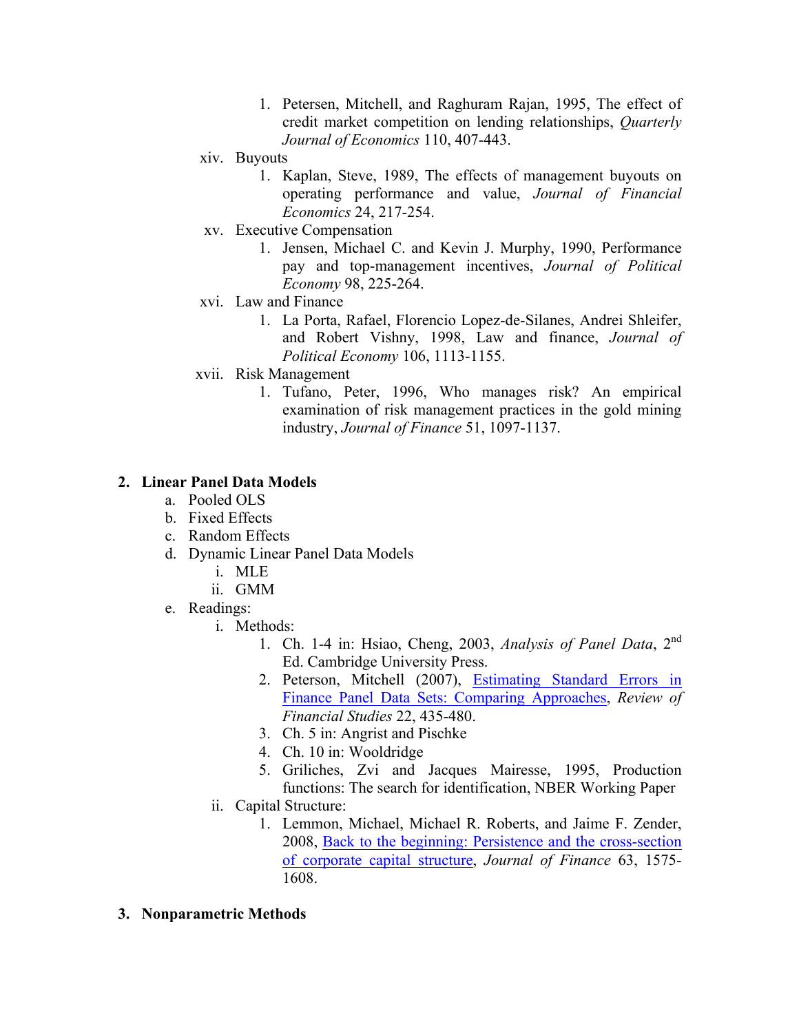1. Petersen, Mitchell, and Raghuram Rajan, 1995, The effect of credit market competition on lending relationships, *Quarterly Journal of Economics* 110, 407-443.

xiv. Buyouts
1. Kaplan, Steve, 1989, The effects of management buyouts on operating performance and value, *Journal of Financial Economics* 24, 217-254.

xv. Executive Compensation
1. Jensen, Michael C. and Kevin J. Murphy, 1990, Performance pay and top-management incentives, *Journal of Political Economy* 98, 225-264.

xvi. Law and Finance
1. La Porta, Rafael, Florencio Lopez-de-Silanes, Andrei Shleifer, and Robert Vishny, 1998, Law and finance, *Journal of Political Economy* 106, 1113-1155.

xvii. Risk Management
1. Tufano, Peter, 1996, Who manages risk? An empirical examination of risk management practices in the gold mining industry, *Journal of Finance* 51, 1097-1137.

## 2. Linear Panel Data Models

a. Pooled OLS
b. Fixed Effects
c. Random Effects
d. Dynamic Linear Panel Data Models
   i. MLE
   ii. GMM
e. Readings:
   i. Methods:
      1. Ch. 1-4 in: Hsiao, Cheng, 2003, *Analysis of Panel Data*, 2nd Ed. Cambridge University Press.
      2. Peterson, Mitchell (2007), Estimating Standard Errors in Finance Panel Data Sets: Comparing Approaches, *Review of Financial Studies* 22, 435-480.
      3. Ch. 5 in: Angrist and Pischke
      4. Ch. 10 in: Wooldridge
      5. Griliches, Zvi and Jacques Mairesse, 1995, Production functions: The search for identification, NBER Working Paper
   ii. Capital Structure:
      1. Lemmon, Michael, Michael R. Roberts, and Jaime F. Zender, 2008, Back to the beginning: Persistence and the cross-section of corporate capital structure, *Journal of Finance* 63, 1575-1608.

## 3. Nonparametric Methods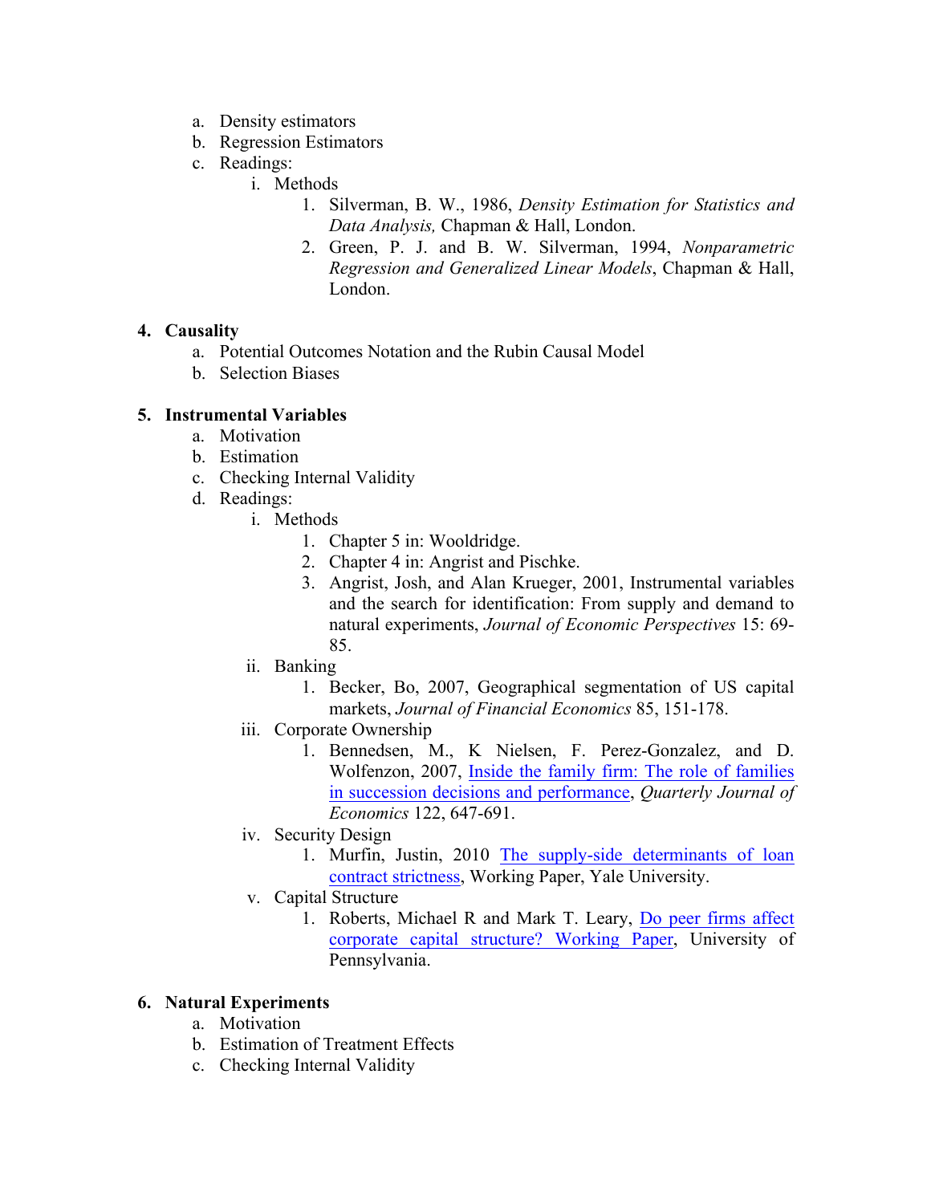a. Density estimators
   b. Regression Estimators
   c. Readings:
      i. Methods
         1. Silverman, B. W., 1986, *Density Estimation for Statistics and Data Analysis,* Chapman & Hall, London.
         2. Green, P. J. and B. W. Silverman, 1994, *Nonparametric Regression and Generalized Linear Models*, Chapman & Hall, London.

4. **Causality**
   a. Potential Outcomes Notation and the Rubin Causal Model
   b. Selection Biases

5. **Instrumental Variables**
   a. Motivation
   b. Estimation
   c. Checking Internal Validity
   d. Readings:
      i. Methods
         1. Chapter 5 in: Wooldridge.
         2. Chapter 4 in: Angrist and Pischke.
         3. Angrist, Josh, and Alan Krueger, 2001, Instrumental variables and the search for identification: From supply and demand to natural experiments, *Journal of Economic Perspectives* 15: 69-85.
      ii. Banking
         1. Becker, Bo, 2007, Geographical segmentation of US capital markets, *Journal of Financial Economics* 85, 151-178.
      iii. Corporate Ownership
         1. Bennedsen, M., K Nielsen, F. Perez-Gonzalez, and D. Wolfenzon, 2007, Inside the family firm: The role of families in succession decisions and performance, *Quarterly Journal of Economics* 122, 647-691.
      iv. Security Design
         1. Murfin, Justin, 2010 The supply-side determinants of loan contract strictness, Working Paper, Yale University.
      v. Capital Structure
         1. Roberts, Michael R and Mark T. Leary, Do peer firms affect corporate capital structure? Working Paper, University of Pennsylvania.

6. **Natural Experiments**
   a. Motivation
   b. Estimation of Treatment Effects
   c. Checking Internal Validity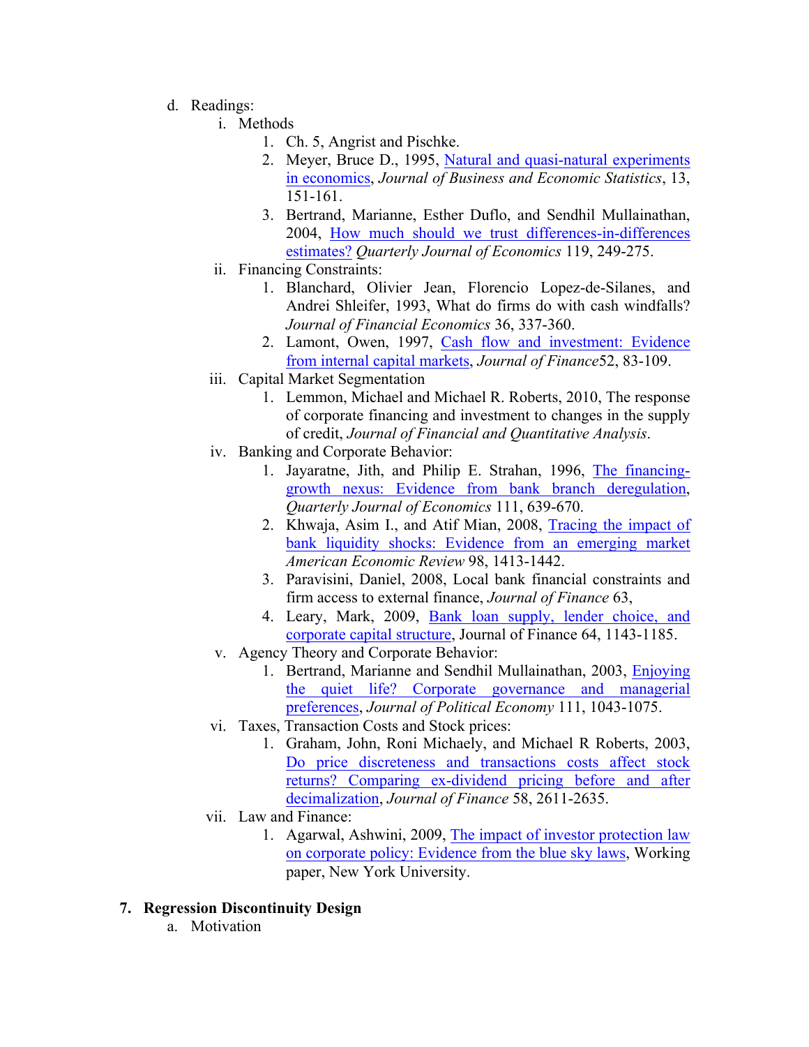d. Readings:
   i. Methods
      1. Ch. 5, Angrist and Pischke.
      2. Meyer, Bruce D., 1995, Natural and quasi-natural experiments in economics, *Journal of Business and Economic Statistics*, 13, 151-161.
      3. Bertrand, Marianne, Esther Duflo, and Sendhil Mullainathan, 2004, How much should we trust differences-in-differences estimates? *Quarterly Journal of Economics* 119, 249-275.
   ii. Financing Constraints:
      1. Blanchard, Olivier Jean, Florencio Lopez-de-Silanes, and Andrei Shleifer, 1993, What do firms do with cash windfalls? *Journal of Financial Economics* 36, 337-360.
      2. Lamont, Owen, 1997, Cash flow and investment: Evidence from internal capital markets, *Journal of Finance*52, 83-109.
   iii. Capital Market Segmentation
      1. Lemmon, Michael and Michael R. Roberts, 2010, The response of corporate financing and investment to changes in the supply of credit, *Journal of Financial and Quantitative Analysis*.
   iv. Banking and Corporate Behavior:
      1. Jayaratne, Jith, and Philip E. Strahan, 1996, The financing-growth nexus: Evidence from bank branch deregulation, *Quarterly Journal of Economics* 111, 639-670.
      2. Khwaja, Asim I., and Atif Mian, 2008, Tracing the impact of bank liquidity shocks: Evidence from an emerging market *American Economic Review* 98, 1413-1442.
      3. Paravisini, Daniel, 2008, Local bank financial constraints and firm access to external finance, *Journal of Finance* 63,
      4. Leary, Mark, 2009, Bank loan supply, lender choice, and corporate capital structure, Journal of Finance 64, 1143-1185.
   v. Agency Theory and Corporate Behavior:
      1. Bertrand, Marianne and Sendhil Mullainathan, 2003, Enjoying the quiet life? Corporate governance and managerial preferences, *Journal of Political Economy* 111, 1043-1075.
   vi. Taxes, Transaction Costs and Stock prices:
      1. Graham, John, Roni Michaely, and Michael R Roberts, 2003, Do price discreteness and transactions costs affect stock returns? Comparing ex-dividend pricing before and after decimalization, *Journal of Finance* 58, 2611-2635.
   vii. Law and Finance:
      1. Agarwal, Ashwini, 2009, The impact of investor protection law on corporate policy: Evidence from the blue sky laws, Working paper, New York University.

**7. Regression Discontinuity Design**

a. Motivation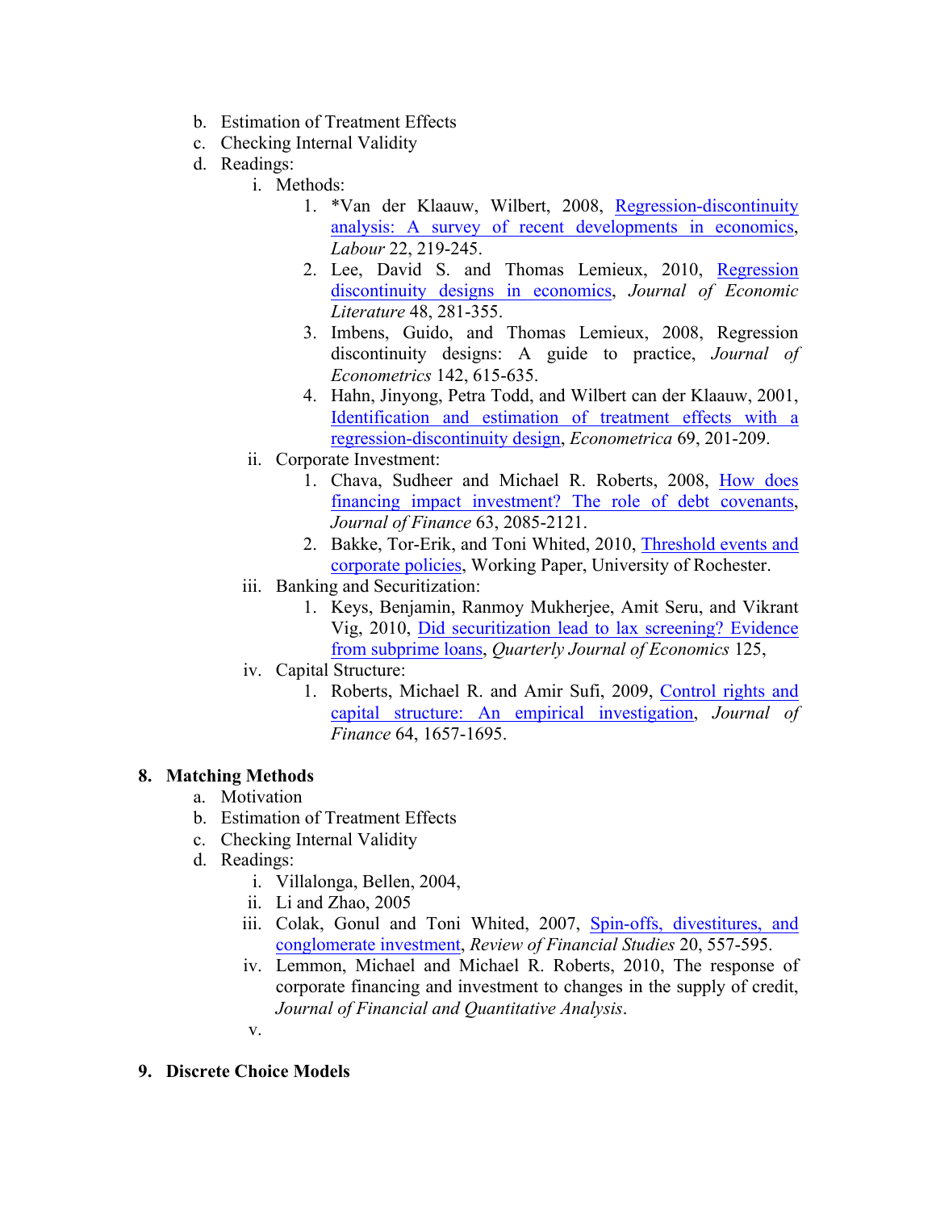b. Estimation of Treatment Effects
c. Checking Internal Validity
d. Readings:
   i. Methods:
      1. *Van der Klaauw, Wilbert, 2008, Regression-discontinuity analysis: A survey of recent developments in economics, *Labour* 22, 219-245.
      2. Lee, David S. and Thomas Lemieux, 2010, Regression discontinuity designs in economics, *Journal of Economic Literature* 48, 281-355.
      3. Imbens, Guido, and Thomas Lemieux, 2008, Regression discontinuity designs: A guide to practice, *Journal of Econometrics* 142, 615-635.
      4. Hahn, Jinyong, Petra Todd, and Wilbert can der Klaauw, 2001, Identification and estimation of treatment effects with a regression-discontinuity design, *Econometrica* 69, 201-209.
   ii. Corporate Investment:
      1. Chava, Sudheer and Michael R. Roberts, 2008, How does financing impact investment? The role of debt covenants, *Journal of Finance* 63, 2085-2121.
      2. Bakke, Tor-Erik, and Toni Whited, 2010, Threshold events and corporate policies, Working Paper, University of Rochester.
   iii. Banking and Securitization:
      1. Keys, Benjamin, Ranmoy Mukherjee, Amit Seru, and Vikrant Vig, 2010, Did securitization lead to lax screening? Evidence from subprime loans, *Quarterly Journal of Economics* 125,
   iv. Capital Structure:
      1. Roberts, Michael R. and Amir Sufi, 2009, Control rights and capital structure: An empirical investigation, *Journal of Finance* 64, 1657-1695.

**8. Matching Methods**

a. Motivation
b. Estimation of Treatment Effects
c. Checking Internal Validity
d. Readings:
   i. Villalonga, Bellen, 2004,
   ii. Li and Zhao, 2005
   iii. Colak, Gonul and Toni Whited, 2007, Spin-offs, divestitures, and conglomerate investment, *Review of Financial Studies* 20, 557-595.
   iv. Lemmon, Michael and Michael R. Roberts, 2010, The response of corporate financing and investment to changes in the supply of credit, *Journal of Financial and Quantitative Analysis*.
   v.

**9. Discrete Choice Models**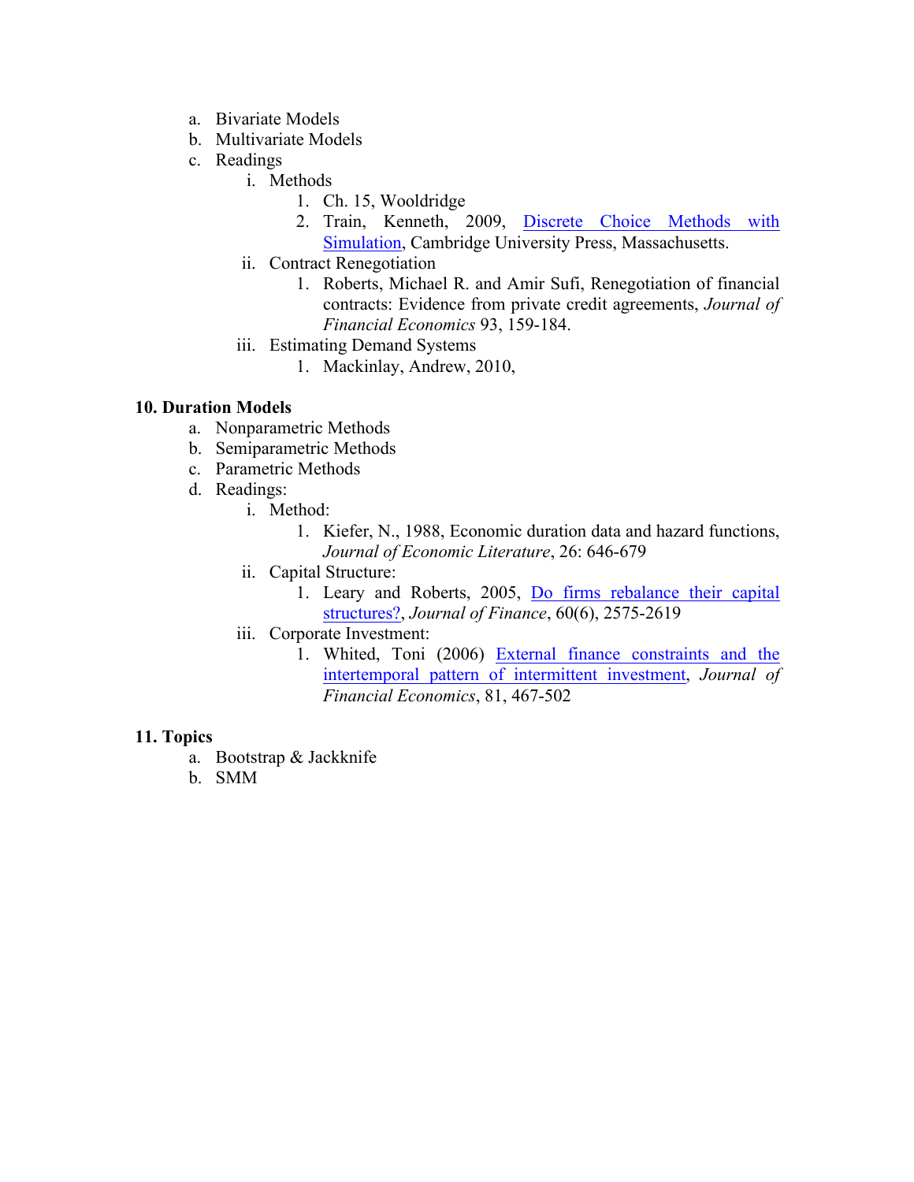a. Bivariate Models
b. Multivariate Models
c. Readings
    i. Methods
        1. Ch. 15, Wooldridge
        2. Train, Kenneth, 2009, [Discrete Choice Methods with Simulation](), Cambridge University Press, Massachusetts.
    ii. Contract Renegotiation
        1. Roberts, Michael R. and Amir Sufi, Renegotiation of financial contracts: Evidence from private credit agreements, *Journal of Financial Economics* 93, 159-184.
    iii. Estimating Demand Systems
        1. Mackinlay, Andrew, 2010,

**10. Duration Models**

a. Nonparametric Methods
b. Semiparametric Methods
c. Parametric Methods
d. Readings:
    i. Method:
        1. Kiefer, N., 1988, Economic duration data and hazard functions, *Journal of Economic Literature*, 26: 646-679
    ii. Capital Structure:
        1. Leary and Roberts, 2005, [Do firms rebalance their capital structures?](), *Journal of Finance*, 60(6), 2575-2619
    iii. Corporate Investment:
        1. Whited, Toni (2006) [External finance constraints and the intertemporal pattern of intermittent investment](), *Journal of Financial Economics*, 81, 467-502

**11. Topics**

a. Bootstrap & Jackknife
b. SMM